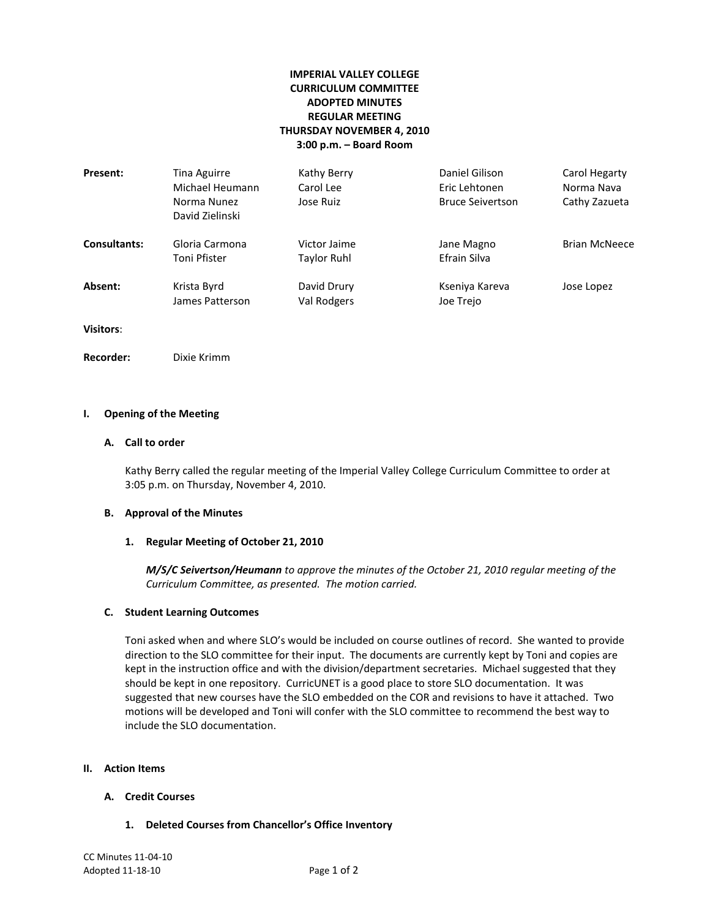**IMPERIAL VALLEY COLLEGE**
**CURRICULUM COMMITTEE**
**ADOPTED MINUTES**
**REGULAR MEETING**
**THURSDAY NOVEMBER 4, 2010**
**3:00 p.m. – Board Room**

| | | | | |
|---|---|---|---|---|
| **Present:** | Tina Aguirre | Kathy Berry | Daniel Gilison | Carol Hegarty |
| | Michael Heumann | Carol Lee | Eric Lehtonen | Norma Nava |
| | Norma Nunez | Jose Ruiz | Bruce Seivertson | Cathy Zazueta |
| | David Zielinski | | | |
| **Consultants:** | Gloria Carmona | Victor Jaime | Jane Magno | Brian McNeece |
| | Toni Pfister | Taylor Ruhl | Efrain Silva | |
| **Absent:** | Krista Byrd | David Drury | Kseniya Kareva | Jose Lopez |
| | James Patterson | Val Rodgers | Joe Trejo | |

**Visitors**:

**Recorder:** Dixie Krimm

## I. Opening of the Meeting

### A. Call to order

Kathy Berry called the regular meeting of the Imperial Valley College Curriculum Committee to order at 3:05 p.m. on Thursday, November 4, 2010.

### B. Approval of the Minutes

#### 1. Regular Meeting of October 21, 2010

***M/S/C Seivertson/Heumann** to approve the minutes of the October 21, 2010 regular meeting of the Curriculum Committee, as presented. The motion carried.*

### C. Student Learning Outcomes

Toni asked when and where SLO's would be included on course outlines of record. She wanted to provide direction to the SLO committee for their input. The documents are currently kept by Toni and copies are kept in the instruction office and with the division/department secretaries. Michael suggested that they should be kept in one repository. CurricUNET is a good place to store SLO documentation. It was suggested that new courses have the SLO embedded on the COR and revisions to have it attached. Two motions will be developed and Toni will confer with the SLO committee to recommend the best way to include the SLO documentation.

## II. Action Items

### A. Credit Courses

#### 1. Deleted Courses from Chancellor's Office Inventory

CC Minutes 11-04-10
Adopted 11-18-10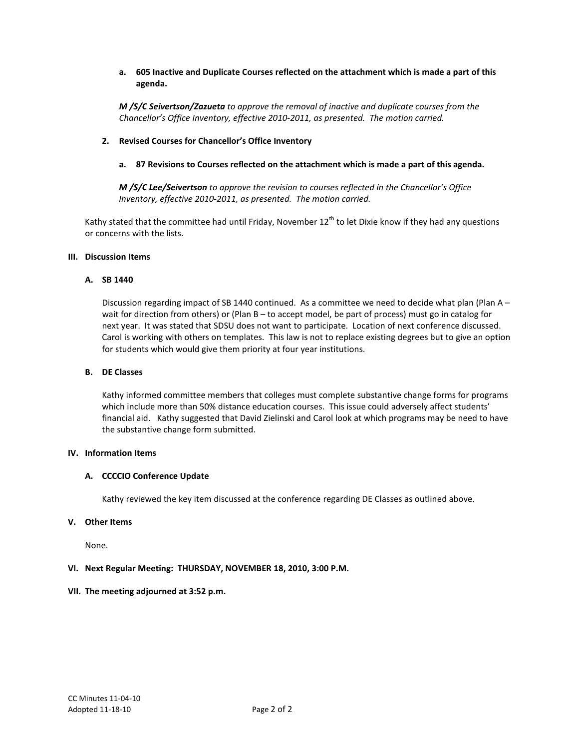a. **605 Inactive and Duplicate Courses reflected on the attachment which is made a part of this agenda.**

   ***M /S/C Seivertson/Zazueta*** *to approve the removal of inactive and duplicate courses from the Chancellor's Office Inventory, effective 2010-2011, as presented. The motion carried.*

2. **Revised Courses for Chancellor's Office Inventory**

   a. **87 Revisions to Courses reflected on the attachment which is made a part of this agenda.**

   ***M /S/C Lee/Seivertson*** *to approve the revision to courses reflected in the Chancellor's Office Inventory, effective 2010-2011, as presented. The motion carried.*

Kathy stated that the committee had until Friday, November 12th to let Dixie know if they had any questions or concerns with the lists.

## III. Discussion Items

### A. SB 1440

Discussion regarding impact of SB 1440 continued. As a committee we need to decide what plan (Plan A – wait for direction from others) or (Plan B – to accept model, be part of process) must go in catalog for next year. It was stated that SDSU does not want to participate. Location of next conference discussed. Carol is working with others on templates. This law is not to replace existing degrees but to give an option for students which would give them priority at four year institutions.

### B. DE Classes

Kathy informed committee members that colleges must complete substantive change forms for programs which include more than 50% distance education courses. This issue could adversely affect students' financial aid. Kathy suggested that David Zielinski and Carol look at which programs may be need to have the substantive change form submitted.

## IV. Information Items

### A. CCCCIO Conference Update

Kathy reviewed the key item discussed at the conference regarding DE Classes as outlined above.

## V. Other Items

None.

## VI. Next Regular Meeting: THURSDAY, NOVEMBER 18, 2010, 3:00 P.M.

## VII. The meeting adjourned at 3:52 p.m.

CC Minutes 11-04-10
Adopted 11-18-10